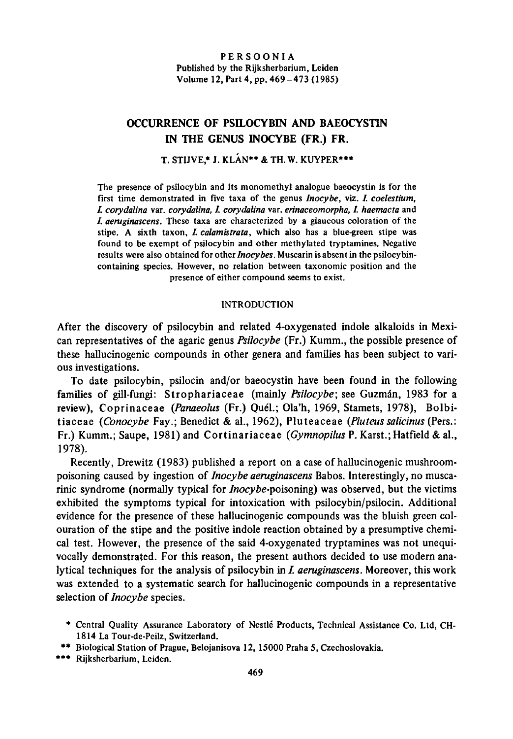# OCCURRENCE OF PSILOCYBIN AND BAEOCYSTIN IN THE GENUS INOCYBE (FR.) FR.

T. STIJVE,* J. KLÁN** & TH. W. KUYPER***

The presence of psilocybin and its monomethyl analogue baeocystin is for the first time demonstrated in five taxa of the genus *Inocybe*, viz. *I. coelestium*, *I. corydalina* var. *corydalina*, *I. corydalina* var. *erinaceomorpha*, *I. haemacta* and *I. aeruginascens*. These taxa are characterized by a glaucous coloration of the stipe. A sixth taxon, *I. calamistrata*, which also has a blue-green stipe was found to be exempt of psilocybin and other methylated tryptamines. Negative results were also obtained for other *Inocybes*. Muscarin is absent in the psilocybin-containing species. However, no relation between taxonomic position and the presence of either compound seems to exist.

## INTRODUCTION

After the discovery of psilocybin and related 4-oxygenated indole alkaloids in Mexican representatives of the agaric genus *Psilocybe* (Fr.) Kumm., the possible presence of these hallucinogenic compounds in other genera and families has been subject to various investigations.

To date psilocybin, psilocin and/or baeocystin have been found in the following families of gill-fungi: Strophariaceae (mainly *Psilocybe*; see Guzmán, 1983 for a review), Coprinaceae (*Panaeolus* (Fr.) Quél.; Ola'h, 1969, Stamets, 1978), Bolbitiaceae (*Conocybe* Fay.; Benedict & al., 1962), Pluteaceae (*Pluteus salicinus* (Pers.: Fr.) Kumm.; Saupe, 1981) and Cortinariaceae (*Gymnopilus* P. Karst.; Hatfield & al., 1978).

Recently, Drewitz (1983) published a report on a case of hallucinogenic mushroom-poisoning caused by ingestion of *Inocybe aeruginascens* Babos. Interestingly, no muscarinic syndrome (normally typical for *Inocybe*-poisoning) was observed, but the victims exhibited the symptoms typical for intoxication with psilocybin/psilocin. Additional evidence for the presence of these hallucinogenic compounds was the bluish green colouration of the stipe and the positive indole reaction obtained by a presumptive chemical test. However, the presence of the said 4-oxygenated tryptamines was not unequivocally demonstrated. For this reason, the present authors decided to use modern analytical techniques for the analysis of psilocybin in *I. aeruginascens*. Moreover, this work was extended to a systematic search for hallucinogenic compounds in a representative selection of *Inocybe* species.

\* Central Quality Assurance Laboratory of Nestlé Products, Technical Assistance Co. Ltd, CH-1814 La Tour-de-Peilz, Switzerland.

\*\* Biological Station of Prague, Belojanisova 12, 15000 Praha 5, Czechoslovakia.

\*\*\* Rijksherbarium, Leiden.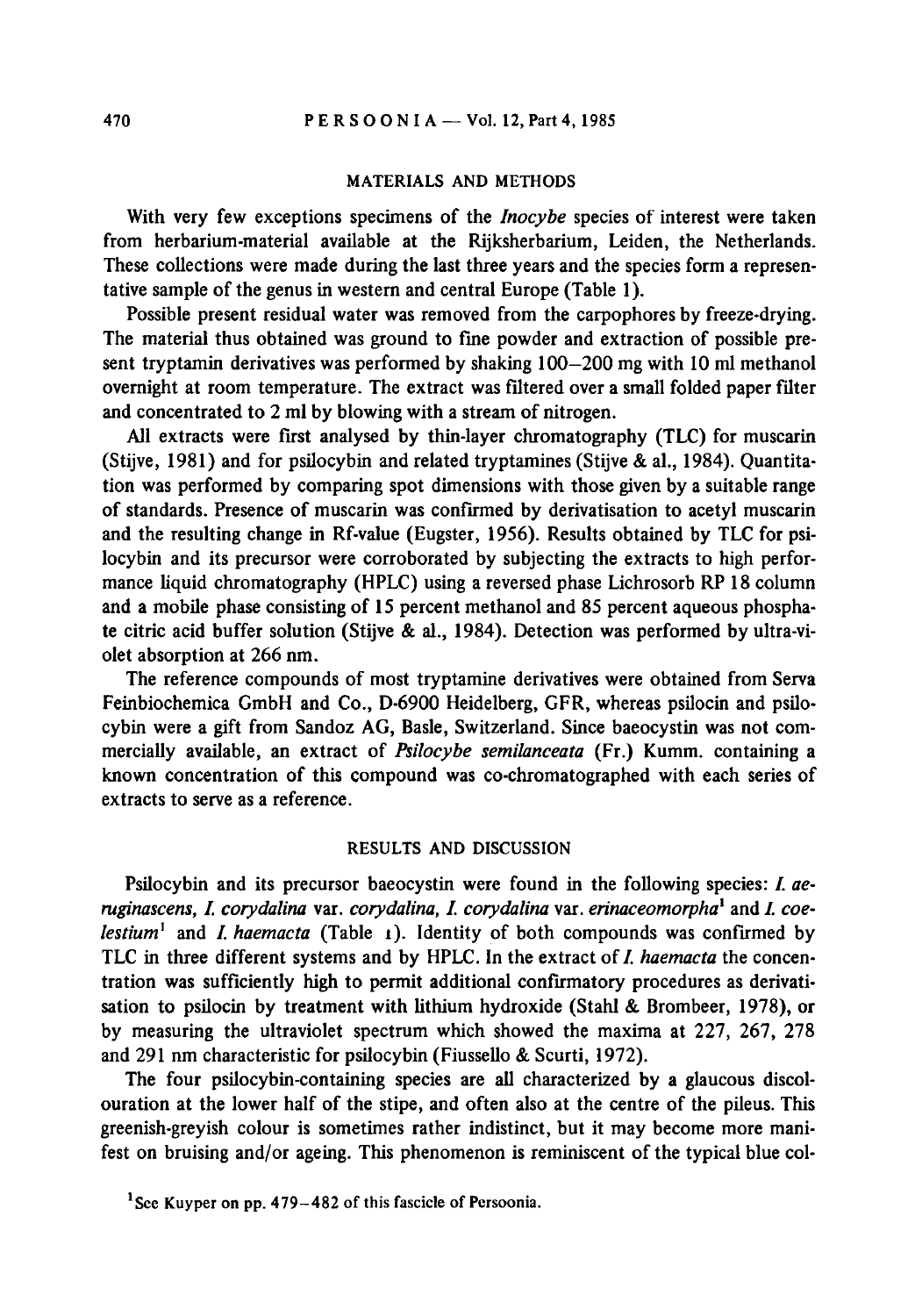## MATERIALS AND METHODS

With very few exceptions specimens of the *Inocybe* species of interest were taken from herbarium-material available at the Rijksherbarium, Leiden, the Netherlands. These collections were made during the last three years and the species form a representative sample of the genus in western and central Europe (Table 1).

Possible present residual water was removed from the carpophores by freeze-drying. The material thus obtained was ground to fine powder and extraction of possible present tryptamin derivatives was performed by shaking 100–200 mg with 10 ml methanol overnight at room temperature. The extract was filtered over a small folded paper filter and concentrated to 2 ml by blowing with a stream of nitrogen.

All extracts were first analysed by thin-layer chromatography (TLC) for muscarin (Stijve, 1981) and for psilocybin and related tryptamines (Stijve & al., 1984). Quantitation was performed by comparing spot dimensions with those given by a suitable range of standards. Presence of muscarin was confirmed by derivatisation to acetyl muscarin and the resulting change in Rf-value (Eugster, 1956). Results obtained by TLC for psilocybin and its precursor were corroborated by subjecting the extracts to high performance liquid chromatography (HPLC) using a reversed phase Lichrosorb RP 18 column and a mobile phase consisting of 15 percent methanol and 85 percent aqueous phosphate citric acid buffer solution (Stijve & al., 1984). Detection was performed by ultra-violet absorption at 266 nm.

The reference compounds of most tryptamine derivatives were obtained from Serva Feinbiochemica GmbH and Co., D-6900 Heidelberg, GFR, whereas psilocin and psilocybin were a gift from Sandoz AG, Basle, Switzerland. Since baeocystin was not commercially available, an extract of *Psilocybe semilanceata* (Fr.) Kumm. containing a known concentration of this compound was co-chromatographed with each series of extracts to serve as a reference.

## RESULTS AND DISCUSSION

Psilocybin and its precursor baeocystin were found in the following species: *I. aeruginascens*, *I. corydalina* var. *corydalina*, *I. corydalina* var. *erinaceomorpha*[1] and *I. coelestium*[1] and *I. haemacta* (Table 1). Identity of both compounds was confirmed by TLC in three different systems and by HPLC. In the extract of *I. haemacta* the concentration was sufficiently high to permit additional confirmatory procedures as derivatisation to psilocin by treatment with lithium hydroxide (Stahl & Brombeer, 1978), or by measuring the ultraviolet spectrum which showed the maxima at 227, 267, 278 and 291 nm characteristic for psilocybin (Fiussello & Scurti, 1972).

The four psilocybin-containing species are all characterized by a glaucous discolouration at the lower half of the stipe, and often also at the centre of the pileus. This greenish-greyish colour is sometimes rather indistinct, but it may become more manifest on bruising and/or ageing. This phenomenon is reminiscent of the typical blue col-

[1] See Kuyper on pp. 479–482 of this fascicle of Persoonia.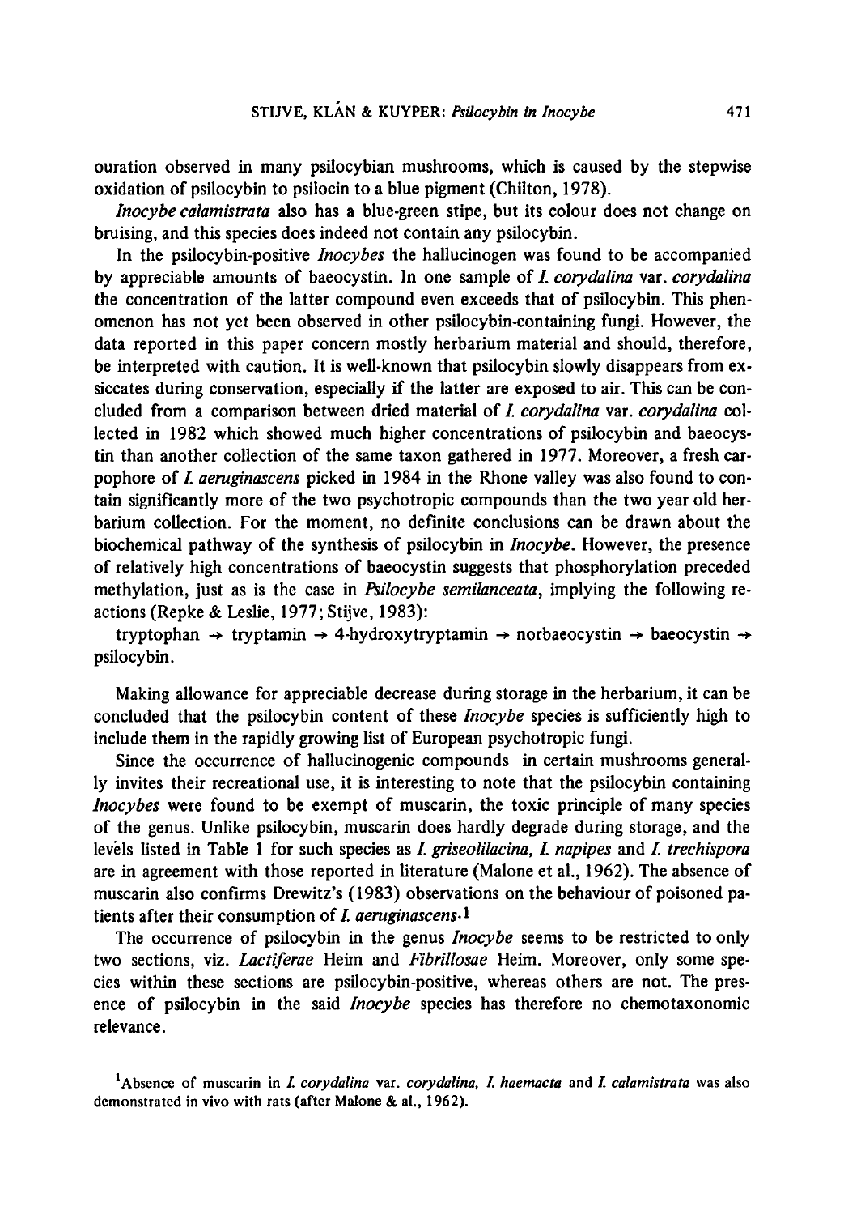ouration observed in many psilocybian mushrooms, which is caused by the stepwise oxidation of psilocybin to psilocin to a blue pigment (Chilton, 1978).

*Inocybe calamistrata* also has a blue-green stipe, but its colour does not change on bruising, and this species does indeed not contain any psilocybin.

In the psilocybin-positive *Inocybes* the hallucinogen was found to be accompanied by appreciable amounts of baeocystin. In one sample of *I. corydalina* var. *corydalina* the concentration of the latter compound even exceeds that of psilocybin. This phenomenon has not yet been observed in other psilocybin-containing fungi. However, the data reported in this paper concern mostly herbarium material and should, therefore, be interpreted with caution. It is well-known that psilocybin slowly disappears from exsiccates during conservation, especially if the latter are exposed to air. This can be concluded from a comparison between dried material of *I. corydalina* var. *corydalina* collected in 1982 which showed much higher concentrations of psilocybin and baeocystin than another collection of the same taxon gathered in 1977. Moreover, a fresh carpophore of *I. aeruginascens* picked in 1984 in the Rhone valley was also found to contain significantly more of the two psychotropic compounds than the two year old herbarium collection. For the moment, no definite conclusions can be drawn about the biochemical pathway of the synthesis of psilocybin in *Inocybe*. However, the presence of relatively high concentrations of baeocystin suggests that phosphorylation preceded methylation, just as is the case in *Psilocybe semilanceata*, implying the following reactions (Repke & Leslie, 1977; Stijve, 1983):

tryptophan → tryptamin → 4-hydroxytryptamin → norbaeocystin → baeocystin → psilocybin.

Making allowance for appreciable decrease during storage in the herbarium, it can be concluded that the psilocybin content of these *Inocybe* species is sufficiently high to include them in the rapidly growing list of European psychotropic fungi.

Since the occurrence of hallucinogenic compounds in certain mushrooms generally invites their recreational use, it is interesting to note that the psilocybin containing *Inocybes* were found to be exempt of muscarin, the toxic principle of many species of the genus. Unlike psilocybin, muscarin does hardly degrade during storage, and the levels listed in Table 1 for such species as *I. griseolilacina*, *I. napipes* and *I. trechispora* are in agreement with those reported in literature (Malone et al., 1962). The absence of muscarin also confirms Drewitz's (1983) observations on the behaviour of poisoned patients after their consumption of *I. aeruginascens*.[1]

The occurrence of psilocybin in the genus *Inocybe* seems to be restricted to only two sections, viz. *Lactiferae* Heim and *Fibrillosae* Heim. Moreover, only some species within these sections are psilocybin-positive, whereas others are not. The presence of psilocybin in the said *Inocybe* species has therefore no chemotaxonomic relevance.

[1]Absence of muscarin in *I. corydalina* var. *corydalina*, *I. haemacta* and *I. calamistrata* was also demonstrated in vivo with rats (after Malone & al., 1962).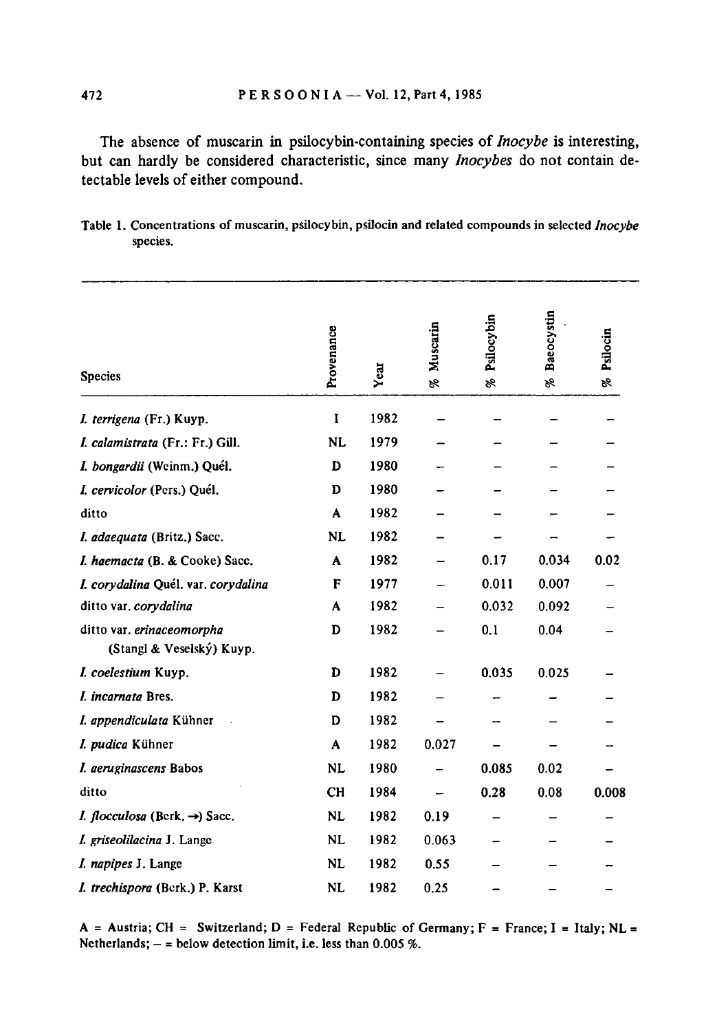The absence of muscarin in psilocybin-containing species of *Inocybe* is interesting, but can hardly be considered characteristic, since many *Inocybes* do not contain detectable levels of either compound.

Table 1. Concentrations of muscarin, psilocybin, psilocin and related compounds in selected *Inocybe* species.

| Species | Provenance | Year | % Muscarin | % Psilocybin | % Baeocystin | % Psilocin |
|---|---|---|---|---|---|---|
| *I. terrigena* (Fr.) Kuyp. | I | 1982 | – | – | – | – |
| *I. calamistrata* (Fr.: Fr.) Gill. | NL | 1979 | – | – | – | – |
| *I. bongardii* (Weinm.) Quél. | D | 1980 | – | – | – | – |
| *I. cervicolor* (Pers.) Quél. | D | 1980 | – | – | – | – |
| ditto | A | 1982 | – | – | – | – |
| *I. adaequata* (Britz.) Sacc. | NL | 1982 | – | – | – | – |
| *I. haemacta* (B. & Cooke) Sacc. | A | 1982 | – | 0.17 | 0.034 | 0.02 |
| *I. corydalina* Quél. var. *corydalina* | F | 1977 | – | 0.011 | 0.007 | – |
| ditto var. *corydalina* | A | 1982 | – | 0.032 | 0.092 | – |
| ditto var. *erinaceomorpha* (Stangl & Veselský) Kuyp. | D | 1982 | – | 0.1 | 0.04 | – |
| *I. coelestium* Kuyp. | D | 1982 | – | 0.035 | 0.025 | – |
| *I. incarnata* Bres. | D | 1982 | – | – | – | – |
| *I. appendiculata* Kühner | D | 1982 | – | – | – | – |
| *I. pudica* Kühner | A | 1982 | 0.027 | – | – | – |
| *I. aeruginascens* Babos | NL | 1980 | – | 0.085 | 0.02 | – |
| ditto | CH | 1984 | – | 0.28 | 0.08 | 0.008 |
| *I. flocculosa* (Berk. →) Sacc. | NL | 1982 | 0.19 | – | – | – |
| *I. griseolilacina* J. Lange | NL | 1982 | 0.063 | – | – | – |
| *I. napipes* J. Lange | NL | 1982 | 0.55 | – | – | – |
| *I. trechispora* (Berk.) P. Karst | NL | 1982 | 0.25 | – | – | – |

A = Austria; CH = Switzerland; D = Federal Republic of Germany; F = France; I = Italy; NL = Netherlands; – = below detection limit, i.e. less than 0.005 %.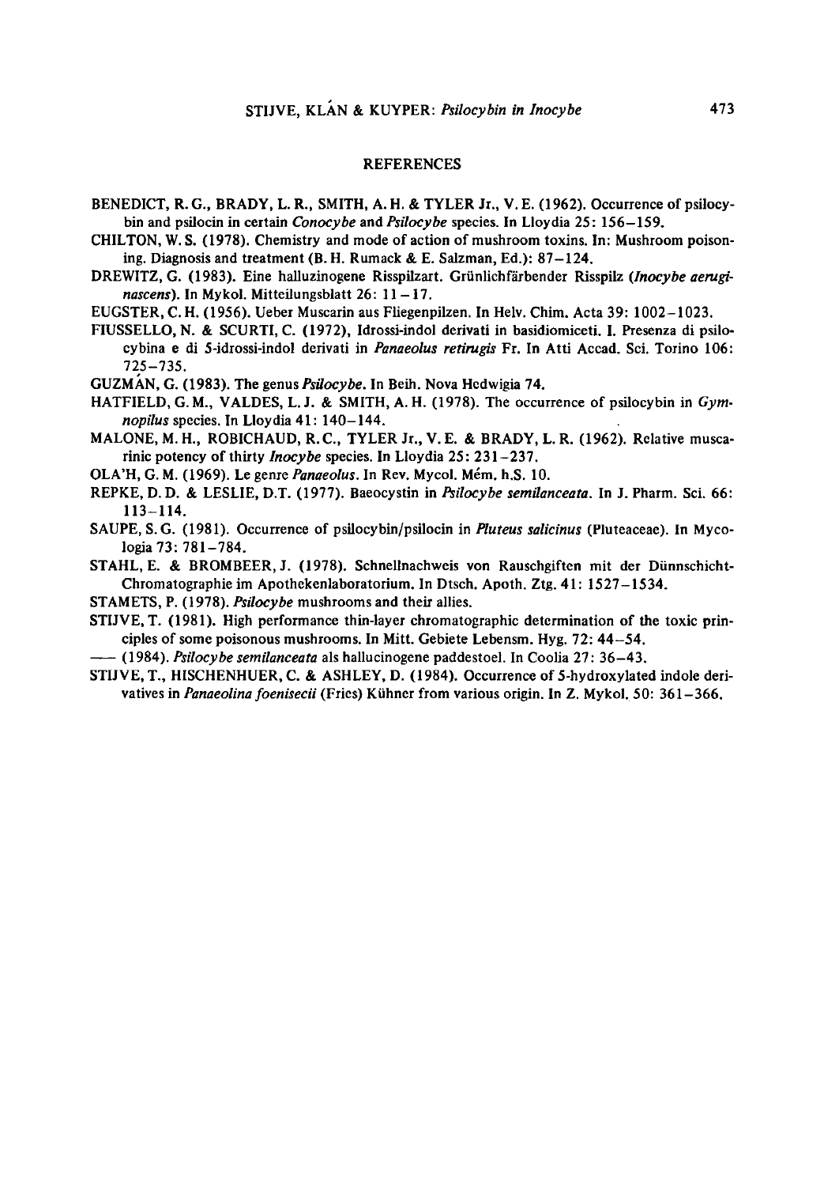## REFERENCES

BENEDICT, R. G., BRADY, L. R., SMITH, A. H. & TYLER Jr., V. E. (1962). Occurrence of psilocybin and psilocin in certain *Conocybe* and *Psilocybe* species. In Lloydia 25: 156–159.

CHILTON, W. S. (1978). Chemistry and mode of action of mushroom toxins. In: Mushroom poisoning. Diagnosis and treatment (B. H. Rumack & E. Salzman, Ed.): 87–124.

DREWITZ, G. (1983). Eine halluzinogene Risspilzart. Grünlichfärbender Risspilz (*Inocybe aeruginascens*). In Mykol. Mitteilungsblatt 26: 11–17.

EUGSTER, C. H. (1956). Ueber Muscarin aus Fliegenpilzen. In Helv. Chim. Acta 39: 1002–1023.

FIUSSELLO, N. & SCURTI, C. (1972), Idrossi-indol derivati in basidiomiceti. I. Presenza di psilocybina e di 5-idrossi-indol derivati in *Panaeolus retirugis* Fr. In Atti Accad. Sci. Torino 106: 725–735.

GUZMÁN, G. (1983). The genus *Psilocybe*. In Beih. Nova Hedwigia 74.

HATFIELD, G. M., VALDES, L. J. & SMITH, A. H. (1978). The occurrence of psilocybin in *Gymnopilus* species. In Lloydia 41: 140–144.

MALONE, M. H., ROBICHAUD, R. C., TYLER Jr., V. E. & BRADY, L. R. (1962). Relative muscarinic potency of thirty *Inocybe* species. In Lloydia 25: 231–237.

OLA'H, G. M. (1969). Le genre *Panaeolus*. In Rev. Mycol. Mém. h.S. 10.

REPKE, D. D. & LESLIE, D.T. (1977). Baeocystin in *Psilocybe semilanceata*. In J. Pharm. Sci. 66: 113–114.

SAUPE, S. G. (1981). Occurrence of psilocybin/psilocin in *Pluteus salicinus* (Pluteaceae). In Mycologia 73: 781–784.

STAHL, E. & BROMBEER, J. (1978). Schnellnachweis von Rauschgiften mit der Dünnschicht-Chromatographie im Apothekenlaboratorium. In Dtsch. Apoth. Ztg. 41: 1527–1534.

STAMETS, P. (1978). *Psilocybe* mushrooms and their allies.

STIJVE, T. (1981). High performance thin-layer chromatographic determination of the toxic principles of some poisonous mushrooms. In Mitt. Gebiete Lebensm. Hyg. 72: 44–54.

—— (1984). *Psilocybe semilanceata* als hallucinogene paddestoel. In Coolia 27: 36–43.

STIJVE, T., HISCHENHUER, C. & ASHLEY, D. (1984). Occurrence of 5-hydroxylated indole derivatives in *Panaeolina foenisecii* (Fries) Kühner from various origin. In Z. Mykol. 50: 361–366.